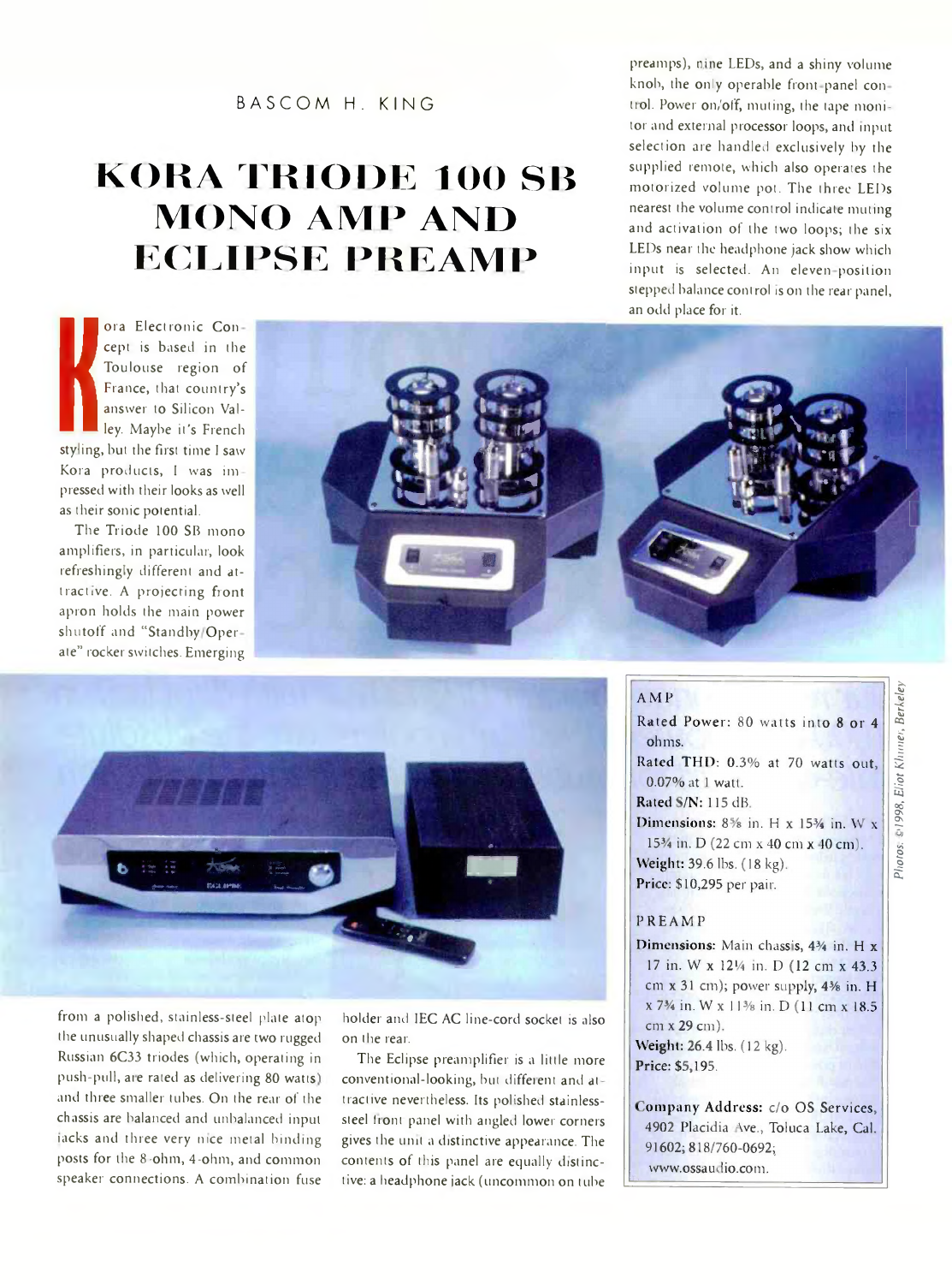BASCOM H. KING

# KORA TRIODE 100 SB MONO AMP AND ECLIPSE PREAMP

Kora Electronic Concept is based in the Toulouse region of France, that country's answer to Silicon Valley. Maybe it's French styling, but the first time I saw Kora products, I was impressed with their looks as well as their sonic potential.

The Triode 100 SB mono amplifiers, in particular, look refreshingly different and attractive. A projecting front apron holds the main power shutoff and "Standby/Operate" rocker switches. Emerging from a polished, stainless-steel plate atop the unusually shaped chassis are two rugged Russian 6C33 triodes (which, operating in push-pull, are rated as delivering 80 watts) and three smaller tubes. On the rear of the chassis are balanced and unbalanced input jacks and three very nice metal binding posts for the 8-ohm, 4-ohm, and common speaker connections. A combination fuse holder and IEC AC line-cord socket is also on the rear.

The Eclipse preamplifier is a little more conventional-looking, but different and attractive nevertheless. Its polished stainless-steel front panel with angled lower corners gives the unit a distinctive appearance. The contents of this panel are equally distinctive: a headphone jack (uncommon on tube preamps), nine LEDs, and a shiny volume knob, the only operable front-panel control. Power on/off, muting, the tape monitor and external processor loops, and input selection are handled exclusively by the supplied remote, which also operates the motorized volume pot. The three LEDs nearest the volume control indicate muting and activation of the two loops; the six LEDs near the headphone jack show which input is selected. An eleven-position stepped balance control is on the rear panel, an odd place for it.

Photos: ©1998, Eliot Khuner, Berkeley

**AMP**

**Rated Power:** 80 watts into 8 or 4 ohms.

**Rated THD:** 0.3% at 70 watts out, 0.07% at 1 watt.

**Rated S/N:** 115 dB.

**Dimensions:** 8⅝ in. H x 15¾ in. W x 15¾ in. D (22 cm x 40 cm x 40 cm).

**Weight:** 39.6 lbs. (18 kg).

**Price:** $10,295 per pair.

**PREAMP**

**Dimensions:** Main chassis, 4¾ in. H x 17 in. W x 12¼ in. D (12 cm x 43.3 cm x 31 cm); power supply, 4⅜ in. H x 7¾ in. W x 11⅜ in. D (11 cm x 18.5 cm x 29 cm).

**Weight:** 26.4 lbs. (12 kg).

**Price:** $5,195.

**Company Address:** c/o OS Services, 4902 Placidia Ave., Toluca Lake, Cal. 91602; 818/760-0692; www.ossaudio.com.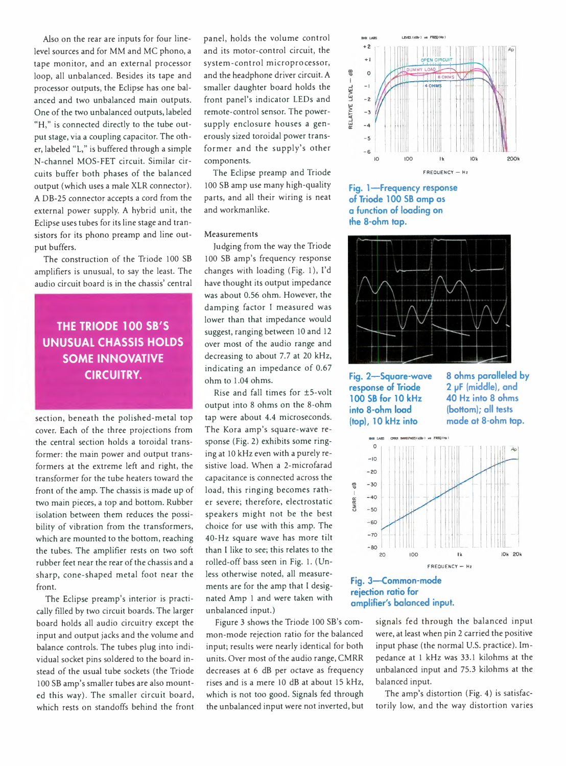Also on the rear are inputs for four line-level sources and for MM and MC phono, a tape monitor, and an external processor loop, all unbalanced. Besides its tape and processor outputs, the Eclipse has one balanced and two unbalanced main outputs. One of the two unbalanced outputs, labeled "H," is connected directly to the tube output stage, via a coupling capacitor. The other, labeled "L," is buffered through a simple N-channel MOS-FET circuit. Similar circuits buffer both phases of the balanced output (which uses a male XLR connector). A DB-25 connector accepts a cord from the external power supply. A hybrid unit, the Eclipse uses tubes for its line stage and transistors for its phono preamp and line output buffers.

The construction of the Triode 100 SB amplifiers is unusual, to say the least. The audio circuit board is in the chassis' central section, beneath the polished-metal top cover. Each of the three projections from the central section holds a toroidal transformer: the main power and output transformers at the extreme left and right, the transformer for the tube heaters toward the front of the amp. The chassis is made up of two main pieces, a top and bottom. Rubber isolation between them reduces the possibility of vibration from the transformers, which are mounted to the bottom, reaching the tubes. The amplifier rests on two soft rubber feet near the rear of the chassis and a sharp, cone-shaped metal foot near the front.

**THE TRIODE 100 SB'S UNUSUAL CHASSIS HOLDS SOME INNOVATIVE CIRCUITRY.**

The Eclipse preamp's interior is practically filled by two circuit boards. The larger board holds all audio circuitry except the input and output jacks and the volume and balance controls. The tubes plug into individual socket pins soldered to the board instead of the usual tube sockets (the Triode 100 SB amp's smaller tubes are also mounted this way). The smaller circuit board, which rests on standoffs behind the front panel, holds the volume control and its motor-control circuit, the system-control microprocessor, and the headphone driver circuit. A smaller daughter board holds the front panel's indicator LEDs and remote-control sensor. The power-supply enclosure houses a generously sized toroidal power transformer and the supply's other components.

The Eclipse preamp and Triode 100 SB amp use many high-quality parts, and all their wiring is neat and workmanlike.

## Measurements

Judging from the way the Triode 100 SB amp's frequency response changes with loading (Fig. 1), I'd have thought its output impedance was about 0.56 ohm. However, the damping factor I measured was lower than that impedance would suggest, ranging between 10 and 12 over most of the audio range and decreasing to about 7.7 at 20 kHz, indicating an impedance of 0.67 ohm to 1.04 ohms.

Rise and fall times for ±5-volt output into 8 ohms on the 8-ohm tap were about 4.4 microseconds. The Kora amp's square-wave response (Fig. 2) exhibits some ringing at 10 kHz even with a purely resistive load. When a 2-microfarad capacitance is connected across the load, this ringing becomes rather severe; therefore, electrostatic speakers might not be the best choice for use with this amp. The 40-Hz square wave has more tilt than I like to see; this relates to the rolled-off bass seen in Fig. 1. (Unless otherwise noted, all measurements are for the amp that I designated Amp 1 and were taken with unbalanced input.)

Figure 3 shows the Triode 100 SB's common-mode rejection ratio for the balanced input; results were nearly identical for both units. Over most of the audio range, CMRR decreases at 6 dB per octave as frequency rises and is a mere 10 dB at about 15 kHz, which is not too good. Signals fed through the unbalanced input were not inverted, but signals fed through the balanced input were, at least when pin 2 carried the positive input phase (the normal U.S. practice). Impedance at 1 kHz was 33.1 kilohms at the unbalanced input and 75.3 kilohms at the balanced input.

The amp's distortion (Fig. 4) is satisfactorily low, and the way distortion varies

Fig. 1—Frequency response of Triode 100 SB amp as a function of loading on the 8-ohm tap.

Fig. 2—Square-wave response of Triode 100 SB for 10 kHz into 8-ohm load (top), 10 kHz into 8 ohms paralleled by 2 µF (middle), and 40 Hz into 8 ohms (bottom); all tests made at 8-ohm tap.

Fig. 3—Common-mode rejection ratio for amplifier's balanced input.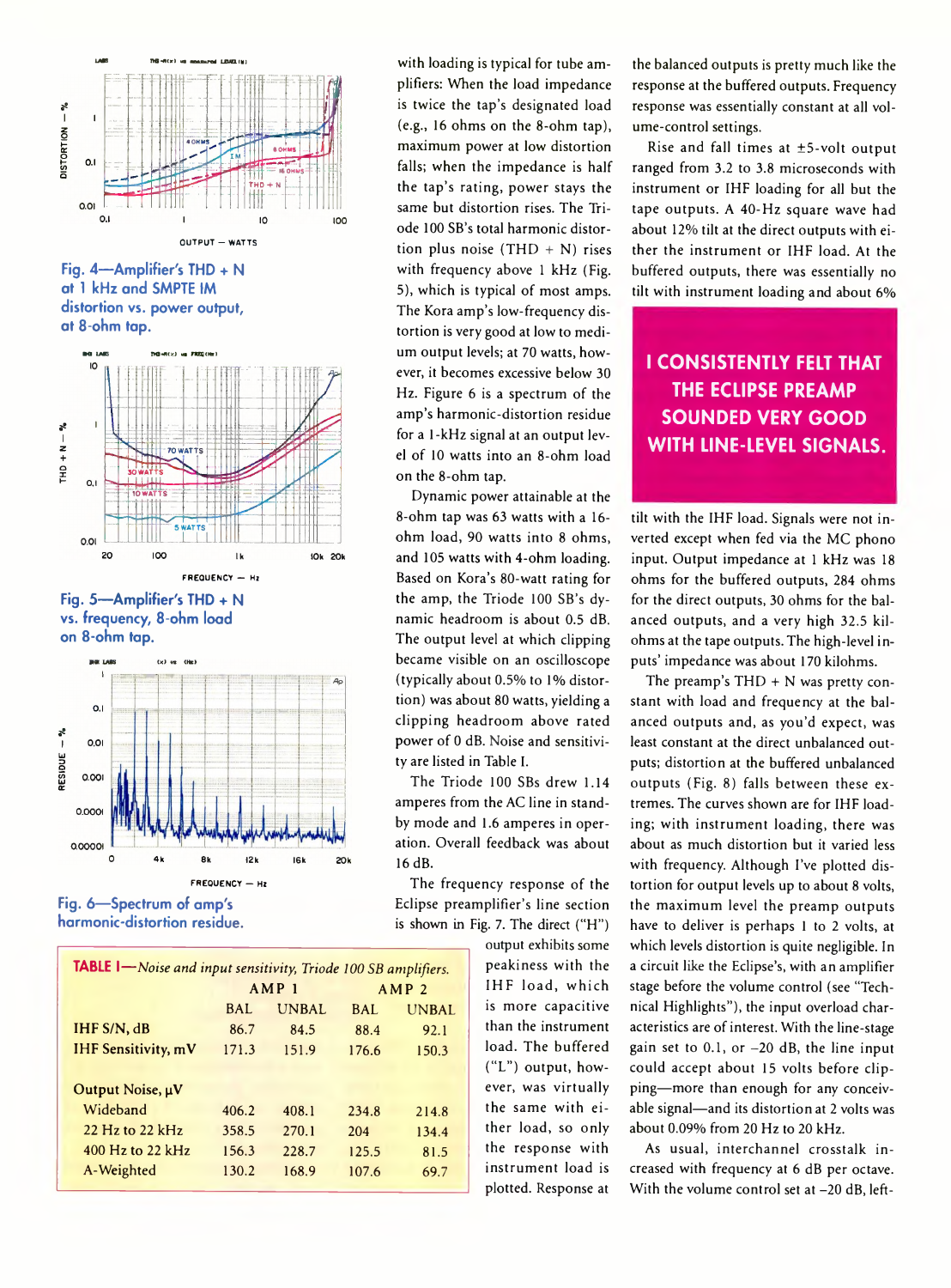Fig. 4—Amplifier's THD + N at 1 kHz and SMPTE IM distortion vs. power output, at 8-ohm tap.

Fig. 5—Amplifier's THD + N vs. frequency, 8-ohm load on 8-ohm tap.

Fig. 6—Spectrum of amp's harmonic-distortion residue.

with loading is typical for tube amplifiers: When the load impedance is twice the tap's designated load (e.g., 16 ohms on the 8-ohm tap), maximum power at low distortion falls; when the impedance is half the tap's rating, power stays the same but distortion rises. The Triode 100 SB's total harmonic distortion plus noise (THD + N) rises with frequency above 1 kHz (Fig. 5), which is typical of most amps. The Kora amp's low-frequency distortion is very good at low to medium output levels; at 70 watts, however, it becomes excessive below 30 Hz. Figure 6 is a spectrum of the amp's harmonic-distortion residue for a 1-kHz signal at an output level of 10 watts into an 8-ohm load on the 8-ohm tap.

Dynamic power attainable at the 8-ohm tap was 63 watts with a 16-ohm load, 90 watts into 8 ohms, and 105 watts with 4-ohm loading. Based on Kora's 80-watt rating for the amp, the Triode 100 SB's dynamic headroom is about 0.5 dB. The output level at which clipping became visible on an oscilloscope (typically about 0.5% to 1% distortion) was about 80 watts, yielding a clipping headroom above rated power of 0 dB. Noise and sensitivity are listed in Table I.

The Triode 100 SBs drew 1.14 amperes from the AC line in standby mode and 1.6 amperes in operation. Overall feedback was about 16 dB.

The frequency response of the Eclipse preamplifier's line section is shown in Fig. 7. The direct ("H") output exhibits some peakiness with the IHF load, which is more capacitive than the instrument load. The buffered ("L") output, however, was virtually the same with either load, so only the response with instrument load is plotted. Response at the balanced outputs is pretty much like the response at the buffered outputs. Frequency response was essentially constant at all volume-control settings.

Rise and fall times at ±5-volt output ranged from 3.2 to 3.8 microseconds with instrument or IHF loading for all but the tape outputs. A 40-Hz square wave had about 12% tilt at the direct outputs with either the instrument or IHF load. At the buffered outputs, there was essentially no tilt with instrument loading and about 6% tilt with the IHF load. Signals were not inverted except when fed via the MC phono input. Output impedance at 1 kHz was 18 ohms for the buffered outputs, 284 ohms for the direct outputs, 30 ohms for the balanced outputs, and a very high 32.5 kilohms at the tape outputs. The high-level inputs' impedance was about 170 kilohms.

**I CONSISTENTLY FELT THAT THE ECLIPSE PREAMP SOUNDED VERY GOOD WITH LINE-LEVEL SIGNALS.**

The preamp's THD + N was pretty constant with load and frequency at the balanced outputs and, as you'd expect, was least constant at the direct unbalanced outputs; distortion at the buffered unbalanced outputs (Fig. 8) falls between these extremes. The curves shown are for IHF loading; with instrument loading, there was about as much distortion but it varied less with frequency. Although I've plotted distortion for output levels up to about 8 volts, the maximum level the preamp outputs have to deliver is perhaps 1 to 2 volts, at which levels distortion is quite negligible. In a circuit like the Eclipse's, with an amplifier stage before the volume control (see "Technical Highlights"), the input overload characteristics are of interest. With the line-stage gain set to 0.1, or –20 dB, the line input could accept about 15 volts before clipping—more than enough for any conceivable signal—and its distortion at 2 volts was about 0.09% from 20 Hz to 20 kHz.

As usual, interchannel crosstalk increased with frequency at 6 dB per octave. With the volume control set at –20 dB, left-

**TABLE I**—*Noise and input sensitivity, Triode 100 SB amplifiers.*

| | AMP 1 | | AMP 2 | |
|---|---|---|---|---|
| | BAL | UNBAL | BAL | UNBAL |
| IHF S/N, dB | 86.7 | 84.5 | 88.4 | 92.1 |
| IHF Sensitivity, mV | 171.3 | 151.9 | 176.6 | 150.3 |
| **Output Noise, µV** | | | | |
| Wideband | 406.2 | 408.1 | 234.8 | 214.8 |
| 22 Hz to 22 kHz | 358.5 | 270.1 | 204 | 134.4 |
| 400 Hz to 22 kHz | 156.3 | 228.7 | 125.5 | 81.5 |
| A-Weighted | 130.2 | 168.9 | 107.6 | 69.7 |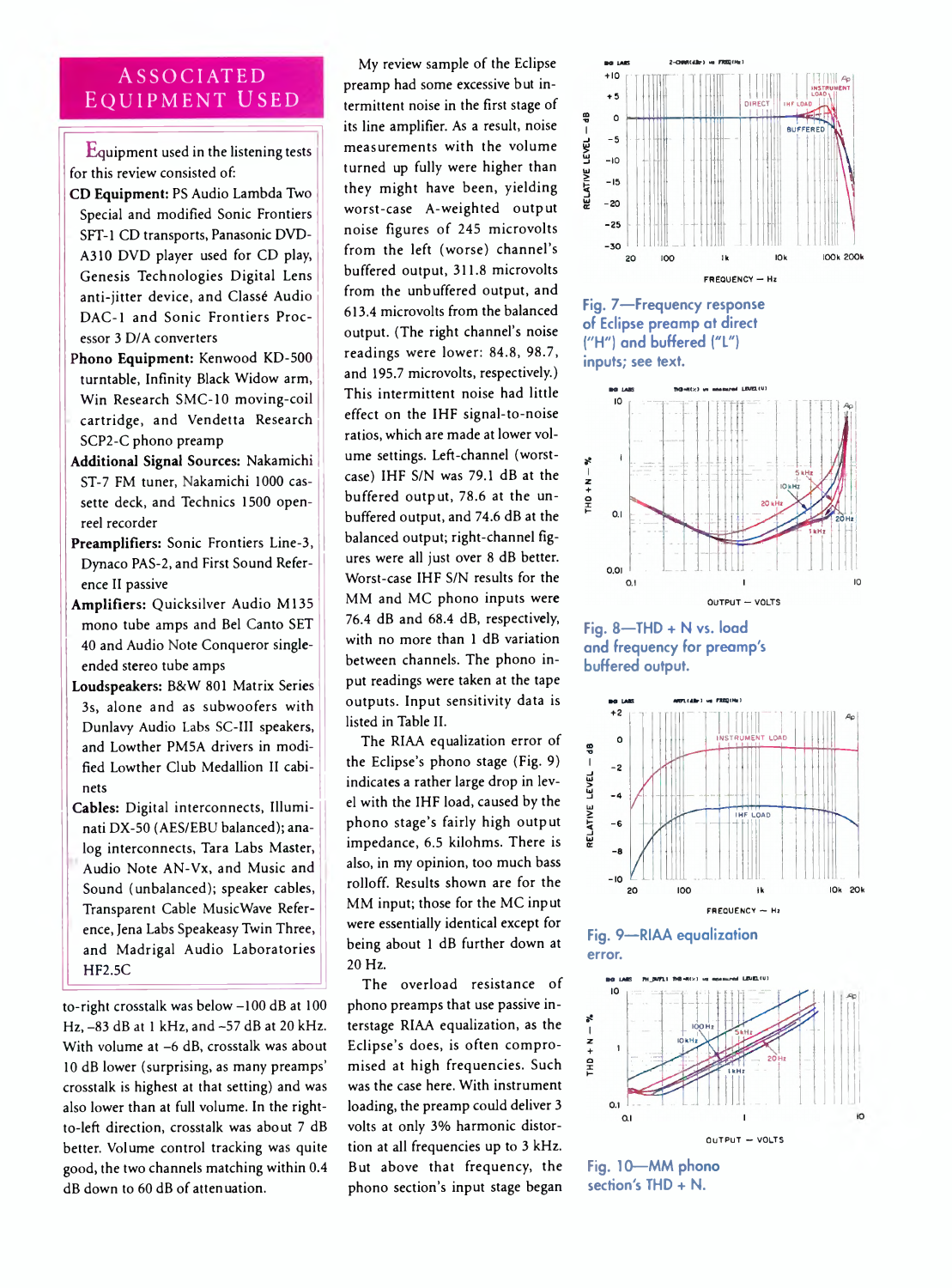## Associated Equipment Used

Equipment used in the listening tests for this review consisted of:

**CD Equipment:** PS Audio Lambda Two Special and modified Sonic Frontiers SFT-1 CD transports, Panasonic DVD-A310 DVD player used for CD play, Genesis Technologies Digital Lens anti-jitter device, and Classé Audio DAC-1 and Sonic Frontiers Processor 3 D/A converters

**Phono Equipment:** Kenwood KD-500 turntable, Infinity Black Widow arm, Win Research SMC-10 moving-coil cartridge, and Vendetta Research SCP2-C phono preamp

**Additional Signal Sources:** Nakamichi ST-7 FM tuner, Nakamichi 1000 cassette deck, and Technics 1500 open-reel recorder

**Preamplifiers:** Sonic Frontiers Line-3, Dynaco PAS-2, and First Sound Reference II passive

**Amplifiers:** Quicksilver Audio M135 mono tube amps and Bel Canto SET 40 and Audio Note Conqueror single-ended stereo tube amps

**Loudspeakers:** B&W 801 Matrix Series 3s, alone and as subwoofers with Dunlavy Audio Labs SC-III speakers, and Lowther PM5A drivers in modified Lowther Club Medallion II cabinets

**Cables:** Digital interconnects, Illuminati DX-50 (AES/EBU balanced); analog interconnects, Tara Labs Master, Audio Note AN-Vx, and Music and Sound (unbalanced); speaker cables, Transparent Cable MusicWave Reference, Jena Labs Speakeasy Twin Three, and Madrigal Audio Laboratories HF2.5C

to-right crosstalk was below –100 dB at 100 Hz, –83 dB at 1 kHz, and –57 dB at 20 kHz. With volume at –6 dB, crosstalk was about 10 dB lower (surprising, as many preamps' crosstalk is highest at that setting) and was also lower than at full volume. In the right-to-left direction, crosstalk was about 7 dB better. Volume control tracking was quite good, the two channels matching within 0.4 dB down to 60 dB of attenuation.

My review sample of the Eclipse preamp had some excessive but intermittent noise in the first stage of its line amplifier. As a result, noise measurements with the volume turned up fully were higher than they might have been, yielding worst-case A-weighted output noise figures of 245 microvolts from the left (worse) channel's buffered output, 311.8 microvolts from the unbuffered output, and 613.4 microvolts from the balanced output. (The right channel's noise readings were lower: 84.8, 98.7, and 195.7 microvolts, respectively.) This intermittent noise had little effect on the IHF signal-to-noise ratios, which are made at lower volume settings. Left-channel (worst-case) IHF S/N was 79.1 dB at the buffered output, 78.6 at the unbuffered output, and 74.6 dB at the balanced output; right-channel figures were all just over 8 dB better. Worst-case IHF S/N results for the MM and MC phono inputs were 76.4 dB and 68.4 dB, respectively, with no more than 1 dB variation between channels. The phono input readings were taken at the tape outputs. Input sensitivity data is listed in Table II.

The RIAA equalization error of the Eclipse's phono stage (Fig. 9) indicates a rather large drop in level with the IHF load, caused by the phono stage's fairly high output impedance, 6.5 kilohms. There is also, in my opinion, too much bass rolloff. Results shown are for the MM input; those for the MC input were essentially identical except for being about 1 dB further down at 20 Hz.

The overload resistance of phono preamps that use passive interstage RIAA equalization, as the Eclipse's does, is often compromised at high frequencies. Such was the case here. With instrument loading, the preamp could deliver 3 volts at only 3% harmonic distortion at all frequencies up to 3 kHz. But above that frequency, the phono section's input stage began

Fig. 7—Frequency response of Eclipse preamp at direct ("H") and buffered ("L") inputs; see text.

Fig. 8—THD + N vs. load and frequency for preamp's buffered output.

Fig. 9—RIAA equalization error.

Fig. 10—MM phono section's THD + N.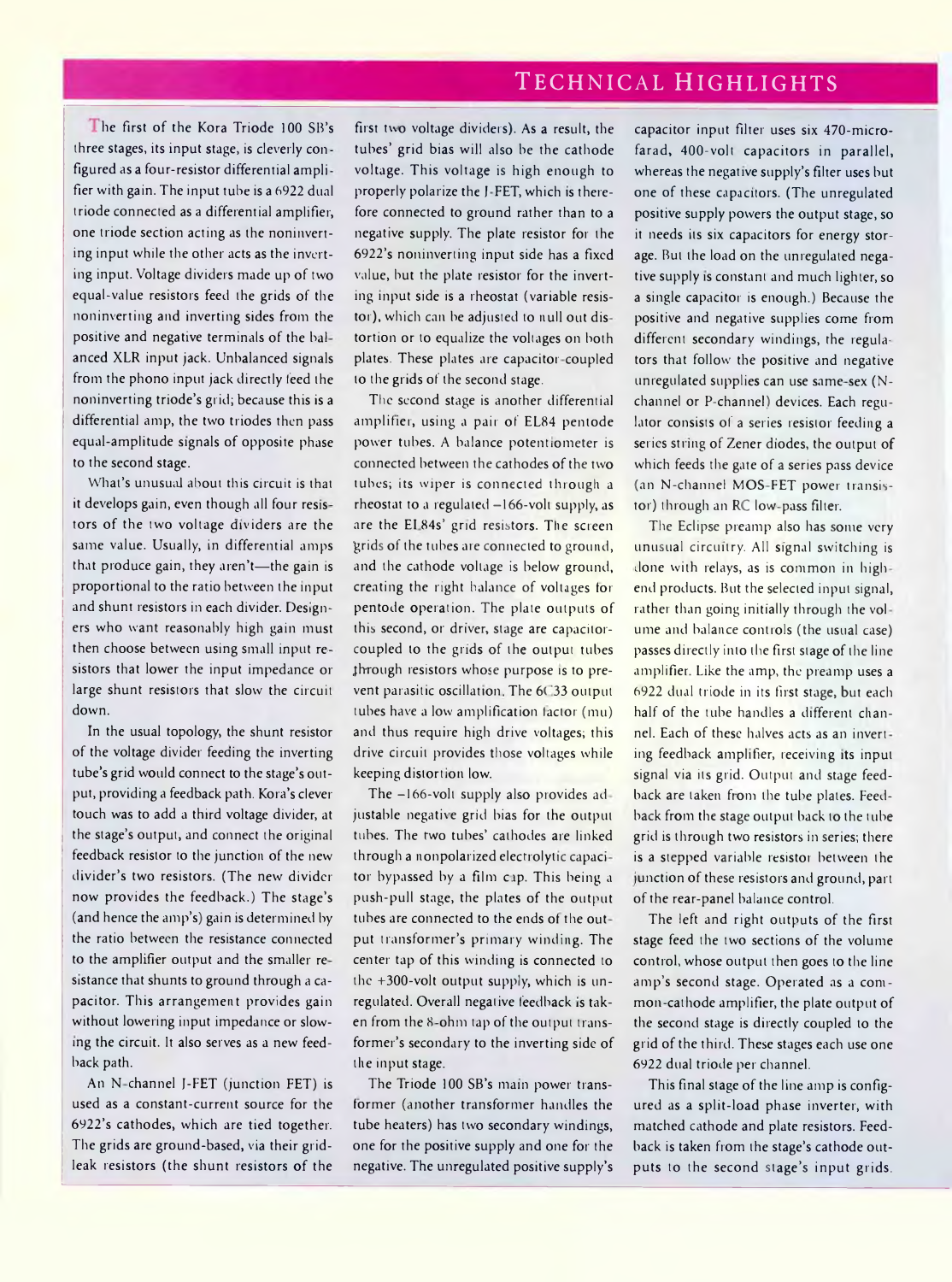# Technical Highlights

The first of the Kora Triode 100 SB's three stages, its input stage, is cleverly configured as a four-resistor differential amplifier with gain. The input tube is a 6922 dual triode connected as a differential amplifier, one triode section acting as the noninverting input while the other acts as the inverting input. Voltage dividers made up of two equal-value resistors feed the grids of the noninverting and inverting sides from the positive and negative terminals of the balanced XLR input jack. Unbalanced signals from the phono input jack directly feed the noninverting triode's grid; because this is a differential amp, the two triodes then pass equal-amplitude signals of opposite phase to the second stage.

What's unusual about this circuit is that it develops gain, even though all four resistors of the two voltage dividers are the same value. Usually, in differential amps that produce gain, they aren't—the gain is proportional to the ratio between the input and shunt resistors in each divider. Designers who want reasonably high gain must then choose between using small input resistors that lower the input impedance or large shunt resistors that slow the circuit down.

In the usual topology, the shunt resistor of the voltage divider feeding the inverting tube's grid would connect to the stage's output, providing a feedback path. Kora's clever touch was to add a third voltage divider, at the stage's output, and connect the original feedback resistor to the junction of the new divider's two resistors. (The new divider now provides the feedback.) The stage's (and hence the amp's) gain is determined by the ratio between the resistance connected to the amplifier output and the smaller resistance that shunts to ground through a capacitor. This arrangement provides gain without lowering input impedance or slowing the circuit. It also serves as a new feedback path.

An N-channel J-FET (junction FET) is used as a constant-current source for the 6922's cathodes, which are tied together. The grids are ground-based, via their gridleak resistors (the shunt resistors of the first two voltage dividers). As a result, the tubes' grid bias will also be the cathode voltage. This voltage is high enough to properly polarize the J-FET, which is therefore connected to ground rather than to a negative supply. The plate resistor for the 6922's noninverting input side has a fixed value, but the plate resistor for the inverting input side is a rheostat (variable resistor), which can be adjusted to null out distortion or to equalize the voltages on both plates. These plates are capacitor-coupled to the grids of the second stage.

The second stage is another differential amplifier, using a pair of EL84 pentode power tubes. A balance potentiometer is connected between the cathodes of the two tubes; its wiper is connected through a rheostat to a regulated −166-volt supply, as are the EL84s' grid resistors. The screen grids of the tubes are connected to ground, and the cathode voltage is below ground, creating the right balance of voltages for pentode operation. The plate outputs of this second, or driver, stage are capacitor-coupled to the grids of the output tubes through resistors whose purpose is to prevent parasitic oscillation. The 6C33 output tubes have a low amplification factor (mu) and thus require high drive voltages; this drive circuit provides those voltages while keeping distortion low.

The −166-volt supply also provides adjustable negative grid bias for the output tubes. The two tubes' cathodes are linked through a nonpolarized electrolytic capacitor bypassed by a film cap. This being a push-pull stage, the plates of the output tubes are connected to the ends of the output transformer's primary winding. The center tap of this winding is connected to the +300-volt output supply, which is unregulated. Overall negative feedback is taken from the 8-ohm tap of the output transformer's secondary to the inverting side of the input stage.

The Triode 100 SB's main power transformer (another transformer handles the tube heaters) has two secondary windings, one for the positive supply and one for the negative. The unregulated positive supply's capacitor input filter uses six 470-microfarad, 400-volt capacitors in parallel, whereas the negative supply's filter uses but one of these capacitors. (The unregulated positive supply powers the output stage, so it needs its six capacitors for energy storage. But the load on the unregulated negative supply is constant and much lighter, so a single capacitor is enough.) Because the positive and negative supplies come from different secondary windings, the regulators that follow the positive and negative unregulated supplies can use same-sex (N-channel or P-channel) devices. Each regulator consists of a series resistor feeding a series string of Zener diodes, the output of which feeds the gate of a series pass device (an N-channel MOS-FET power transistor) through an RC low-pass filter.

The Eclipse preamp also has some very unusual circuitry. All signal switching is done with relays, as is common in high-end products. But the selected input signal, rather than going initially through the volume and balance controls (the usual case) passes directly into the first stage of the line amplifier. Like the amp, the preamp uses a 6922 dual triode in its first stage, but each half of the tube handles a different channel. Each of these halves acts as an inverting feedback amplifier, receiving its input signal via its grid. Output and stage feedback are taken from the tube plates. Feedback from the stage output back to the tube grid is through two resistors in series; there is a stepped variable resistor between the junction of these resistors and ground, part of the rear-panel balance control.

The left and right outputs of the first stage feed the two sections of the volume control, whose output then goes to the line amp's second stage. Operated as a common-cathode amplifier, the plate output of the second stage is directly coupled to the grid of the third. These stages each use one 6922 dual triode per channel.

This final stage of the line amp is configured as a split-load phase inverter, with matched cathode and plate resistors. Feedback is taken from the stage's cathode outputs to the second stage's input grids.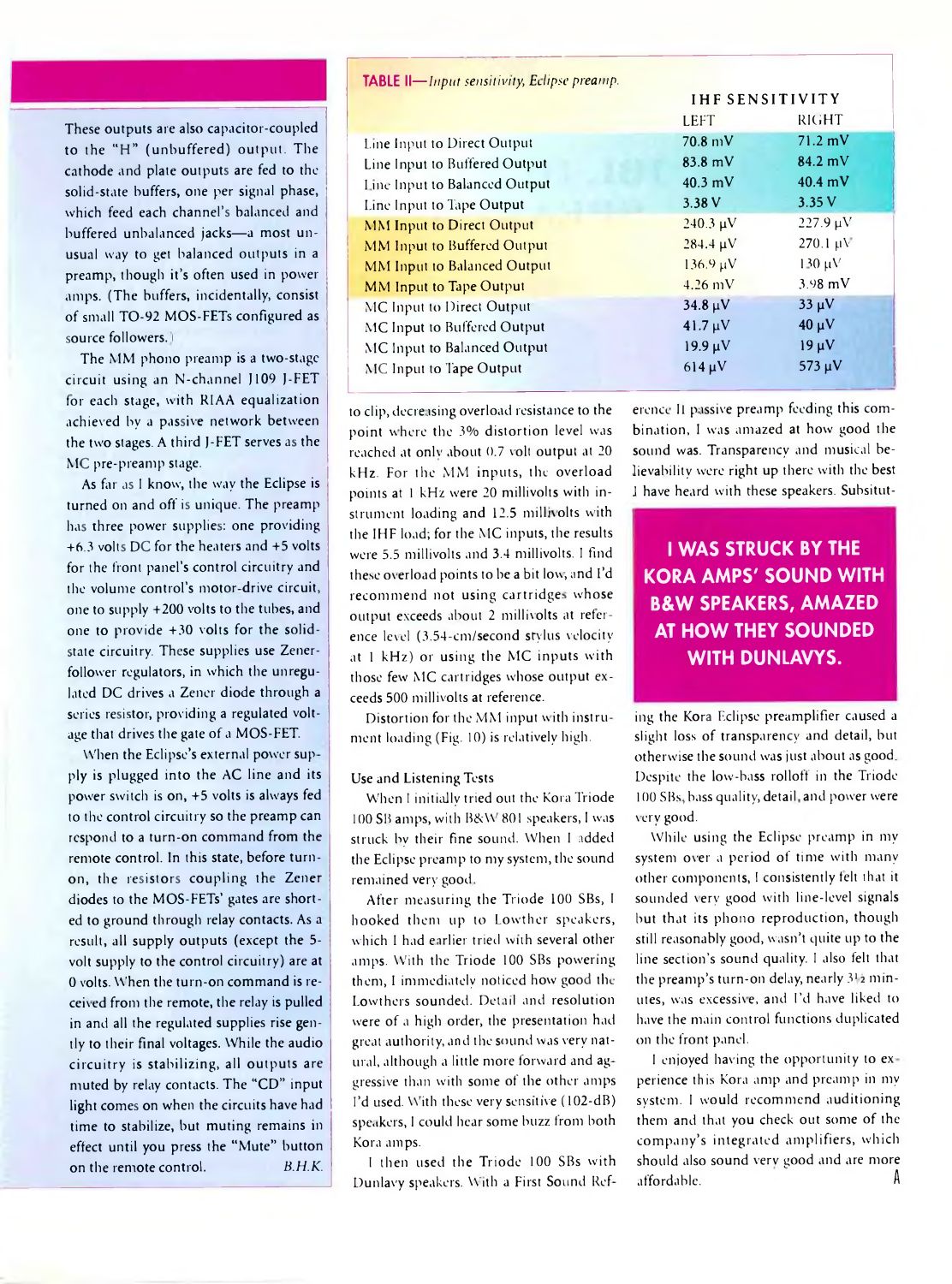These outputs are also capacitor-coupled to the "H" (unbuffered) output. The cathode and plate outputs are fed to the solid-state buffers, one per signal phase, which feed each channel's balanced and buffered unbalanced jacks—a most unusual way to get balanced outputs in a preamp, though it's often used in power amps. (The buffers, incidentally, consist of small TO-92 MOS-FETs configured as source followers.)

The MM phono preamp is a two-stage circuit using an N-channel J109 J-FET for each stage, with RIAA equalization achieved by a passive network between the two stages. A third J-FET serves as the MC pre-preamp stage.

As far as I know, the way the Eclipse is turned on and off is unique. The preamp has three power supplies: one providing +6.3 volts DC for the heaters and +5 volts for the front panel's control circuitry and the volume control's motor-drive circuit, one to supply +200 volts to the tubes, and one to provide +30 volts for the solid-state circuitry. These supplies use Zener-follower regulators, in which the unregulated DC drives a Zener diode through a series resistor, providing a regulated voltage that drives the gate of a MOS-FET.

When the Eclipse's external power supply is plugged into the AC line and its power switch is on, +5 volts is always fed to the control circuitry so the preamp can respond to a turn-on command from the remote control. In this state, before turn-on, the resistors coupling the Zener diodes to the MOS-FETs' gates are shorted to ground through relay contacts. As a result, all supply outputs (except the 5-volt supply to the control circuitry) are at 0 volts. When the turn-on command is received from the remote, the relay is pulled in and all the regulated supplies rise gently to their final voltages. While the audio circuitry is stabilizing, all outputs are muted by relay contacts. The "CD" input light comes on when the circuits have had time to stabilize, but muting remains in effect until you press the "Mute" button on the remote control. *B.H.K.*

**TABLE II**—*Input sensitivity, Eclipse preamp.*

| | IHF SENSITIVITY | |
|---|---|---|
| | LEFT | RIGHT |
| Line Input to Direct Output | 70.8 mV | 71.2 mV |
| Line Input to Buffered Output | 83.8 mV | 84.2 mV |
| Line Input to Balanced Output | 40.3 mV | 40.4 mV |
| Line Input to Tape Output | 3.38 V | 3.35 V |
| MM Input to Direct Output | 240.3 µV | 227.9 µV |
| MM Input to Buffered Output | 284.4 µV | 270.1 µV |
| MM Input to Balanced Output | 136.9 µV | 130 µV |
| MM Input to Tape Output | 4.26 mV | 3.98 mV |
| MC Input to Direct Output | 34.8 µV | 33 µV |
| MC Input to Buffered Output | 41.7 µV | 40 µV |
| MC Input to Balanced Output | 19.9 µV | 19 µV |
| MC Input to Tape Output | 614 µV | 573 µV |

to clip, decreasing overload resistance to the point where the 3% distortion level was reached at only about 0.7 volt output at 20 kHz. For the MM inputs, the overload points at 1 kHz were 20 millivolts with instrument loading and 12.5 millivolts with the IHF load; for the MC inputs, the results were 5.5 millivolts and 3.4 millivolts. I find these overload points to be a bit low, and I'd recommend not using cartridges whose output exceeds about 2 millivolts at reference level (3.54-cm/second stylus velocity at 1 kHz) or using the MC inputs with those few MC cartridges whose output exceeds 500 millivolts at reference.

Distortion for the MM input with instrument loading (Fig. 10) is relatively high.

## Use and Listening Tests

When I initially tried out the Kora Triode 100 SB amps, with B&W 801 speakers, I was struck by their fine sound. When I added the Eclipse preamp to my system, the sound remained very good.

After measuring the Triode 100 SBs, I hooked them up to Lowther speakers, which I had earlier tried with several other amps. With the Triode 100 SBs powering them, I immediately noticed how good the Lowthers sounded. Detail and resolution were of a high order, the presentation had great authority, and the sound was very natural, although a little more forward and aggressive than with some of the other amps I'd used. With these very sensitive (102-dB) speakers, I could hear some buzz from both Kora amps.

I then used the Triode 100 SBs with Dunlavy speakers. With a First Sound Reference II passive preamp feeding this combination, I was amazed at how good the sound was. Transparency and musical believability were right up there with the best I have heard with these speakers. Substituting the Kora Eclipse preamplifier caused a slight loss of transparency and detail, but otherwise the sound was just about as good. Despite the low-bass rolloff in the Triode 100 SBs, bass quality, detail, and power were very good.

**I WAS STRUCK BY THE KORA AMPS' SOUND WITH B&W SPEAKERS, AMAZED AT HOW THEY SOUNDED WITH DUNLAVYS.**

While using the Eclipse preamp in my system over a period of time with many other components, I consistently felt that it sounded very good with line-level signals but that its phono reproduction, though still reasonably good, wasn't quite up to the line section's sound quality. I also felt that the preamp's turn-on delay, nearly 3½ minutes, was excessive, and I'd have liked to have the main control functions duplicated on the front panel.

I enjoyed having the opportunity to experience this Kora amp and preamp in my system. I would recommend auditioning them and that you check out some of the company's integrated amplifiers, which should also sound very good and are more affordable.